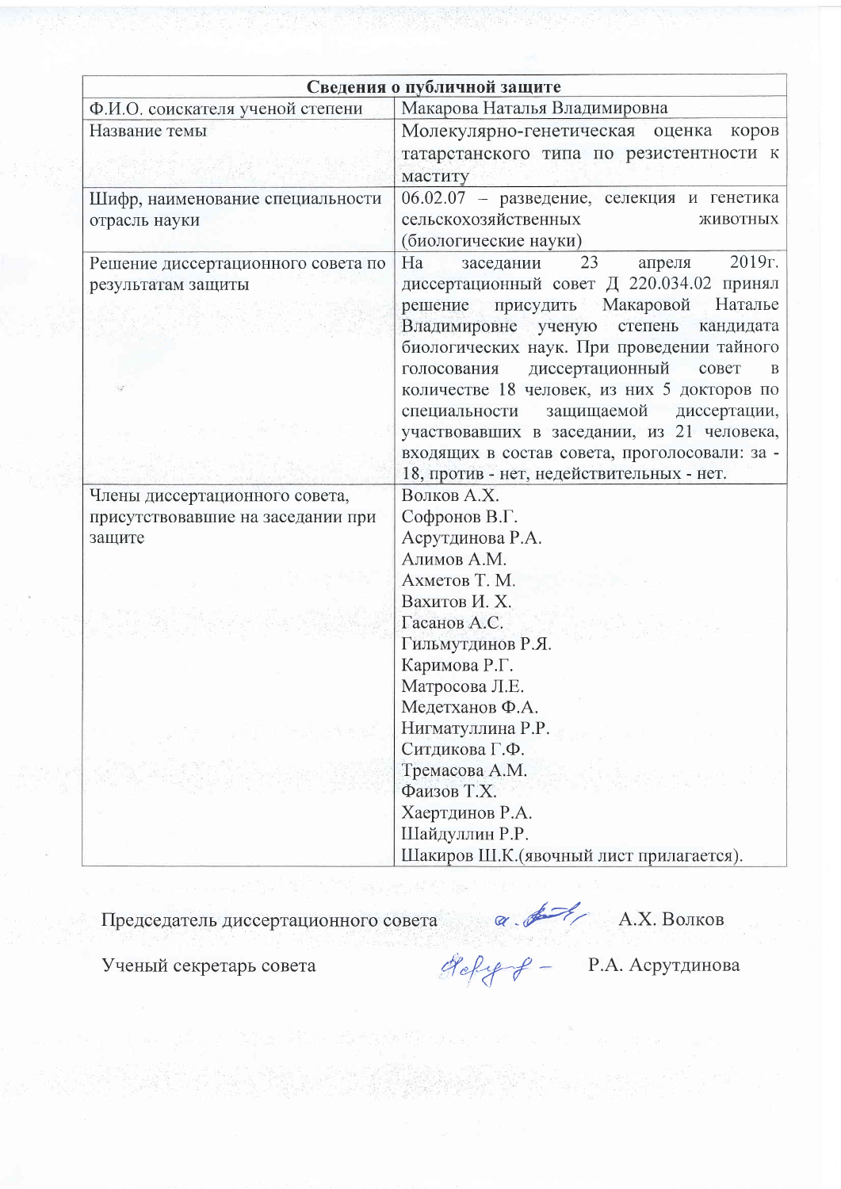| Сведения о публичной защите | |
|---|---|
| Ф.И.О. соискателя ученой степени | Макарова Наталья Владимировна |
| Название темы | Молекулярно-генетическая оценка коров татарстанского типа по резистентности к маститу |
| Шифр, наименование специальности отрасль науки | 06.02.07 – разведение, селекция и генетика сельскохозяйственных животных (биологические науки) |
| Решение диссертационного совета по результатам защиты | На заседании 23 апреля 2019г. диссертационный совет Д 220.034.02 принял решение присудить Макаровой Наталье Владимировне ученую степень кандидата биологических наук. При проведении тайного голосования диссертационный совет в количестве 18 человек, из них 5 докторов по специальности защищаемой диссертации, участвовавших в заседании, из 21 человека, входящих в состав совета, проголосовали: за - 18, против - нет, недействительных - нет. |
| Члены диссертационного совета, присутствовавшие на заседании при защите | Волков А.Х.<br>Софронов В.Г.<br>Асрутдинова Р.А.<br>Алимов А.М.<br>Ахметов Т. М.<br>Вахитов И. Х.<br>Гасанов А.С.<br>Гильмутдинов Р.Я.<br>Каримова Р.Г.<br>Матросова Л.Е.<br>Медетханов Ф.А.<br>Нигматуллина Р.Р.<br>Ситдикова Г.Ф.<br>Тремасова А.М.<br>Фаизов Т.Х.<br>Хаертдинов Р.А.<br>Шайдуллин Р.Р.<br>Шакиров Ш.К.(явочный лист прилагается). |

Председатель диссертационного совета А.Х. Волков

Ученый секретарь совета Р.А. Асрутдинова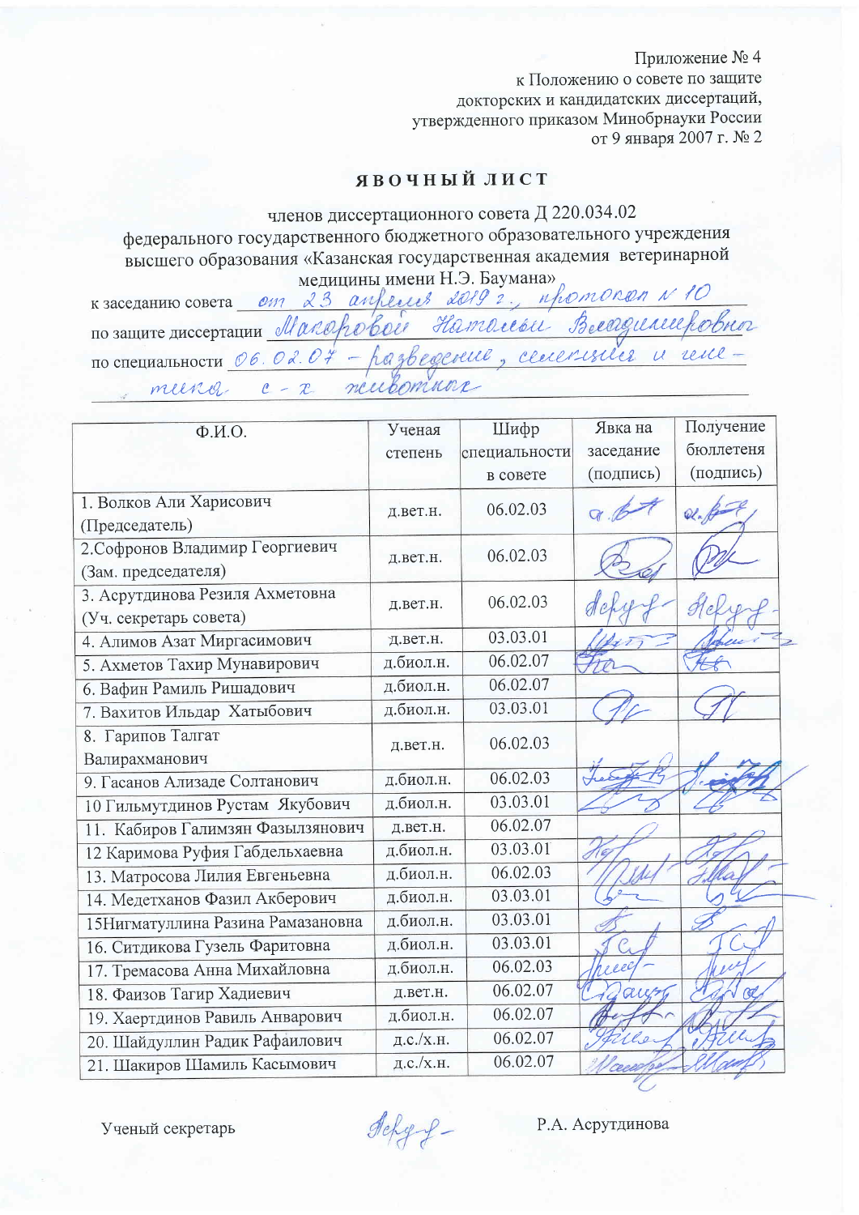Приложение № 4
к Положению о совете по защите
докторских и кандидатских диссертаций,
утвержденного приказом Минобрнауки России
от 9 января 2007 г. № 2

# ЯВОЧНЫЙ ЛИСТ

членов диссертационного совета Д 220.034.02
федерального государственного бюджетного образовательного учреждения
высшего образования «Казанская государственная академия ветеринарной
медицины имени Н.Э. Баумана»

к заседанию совета *от 23 апреля 2019 г., протокол № 10*

по защите диссертации *Макаровой Натальи Владимировны*

по специальности *06.02.07 – разведение, селекция и генетика с-х животных*

| Ф.И.О. | Ученая степень | Шифр специальности в совете | Явка на заседание (подпись) | Получение бюллетеня (подпись) |
|---|---|---|---|---|
| 1. Волков Али Харисович (Председатель) | д.вет.н. | 06.02.03 | *подпись* | *подпись* |
| 2.Софронов Владимир Георгиевич (Зам. председателя) | д.вет.н. | 06.02.03 | *подпись* | *подпись* |
| 3. Асрутдинова Резиля Ахметовна (Уч. секретарь совета) | д.вет.н. | 06.02.03 | *подпись* | *подпись* |
| 4. Алимов Азат Миргасимович | д.вет.н. | 03.03.01 | *подпись* | *подпись* |
| 5. Ахметов Тахир Мунавирович | д.биол.н. | 06.02.07 | *подпись* | *подпись* |
| 6. Вафин Рамиль Ришадович | д.биол.н. | 06.02.07 | | |
| 7. Вахитов Ильдар Хатыбович | д.биол.н. | 03.03.01 | *подпись* | *подпись* |
| 8. Гарипов Талгат Валирахманович | д.вет.н. | 06.02.03 | | |
| 9. Гасанов Ализаде Солтанович | д.биол.н. | 06.02.03 | *подпись* | *подпись* |
| 10 Гильмутдинов Рустам Якубович | д.биол.н. | 03.03.01 | *подпись* | *подпись* |
| 11. Кабиров Галимзян Фазылзянович | д.вет.н. | 06.02.07 | | |
| 12 Каримова Руфия Габдельхаевна | д.биол.н. | 03.03.01 | *подпись* | *подпись* |
| 13. Матросова Лилия Евгеньевна | д.биол.н. | 06.02.03 | *подпись* | *подпись* |
| 14. Медетханов Фазил Акберович | д.биол.н. | 03.03.01 | *подпись* | *подпись* |
| 15Нигматуллина Разина Рамазановна | д.биол.н. | 03.03.01 | *подпись* | *подпись* |
| 16. Ситдикова Гузель Фаритовна | д.биол.н. | 03.03.01 | *подпись* | *подпись* |
| 17. Тремасова Анна Михайловна | д.биол.н. | 06.02.03 | *подпись* | *подпись* |
| 18. Фаизов Тагир Хадиевич | д.вет.н. | 06.02.07 | *подпись* | *подпись* |
| 19. Хаертдинов Равиль Анварович | д.биол.н. | 06.02.07 | *подпись* | *подпись* |
| 20. Шайдуллин Радик Рафаилович | д.с./х.н. | 06.02.07 | *подпись* | *подпись* |
| 21. Шакиров Шамиль Касымович | д.с./х.н. | 06.02.07 | *подпись* | *подпись* |

Ученый секретарь *подпись* Р.А. Асрутдинова